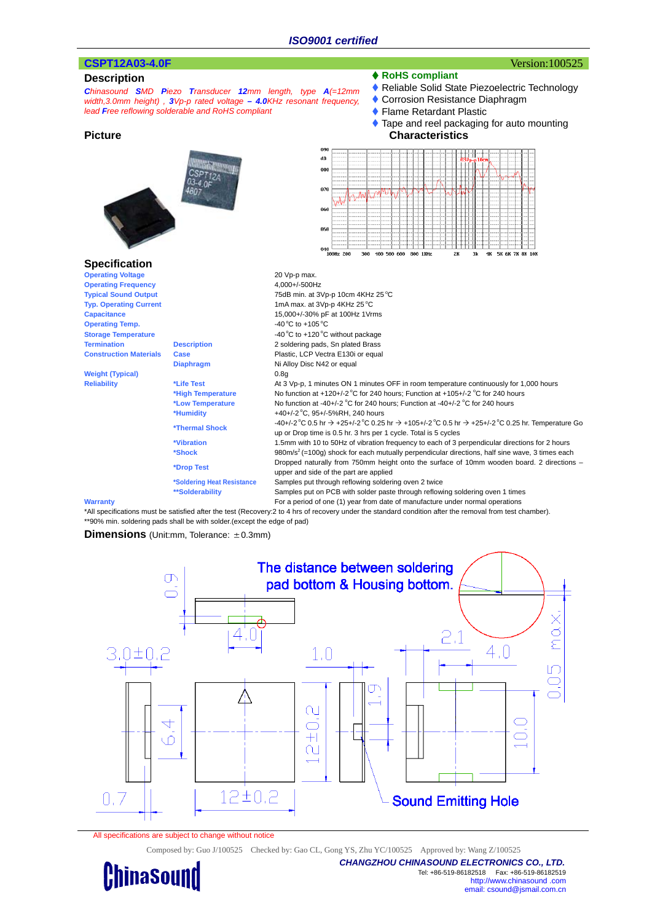*ISO9001 certified*

**CSPT12A03-4.0F** Version:100525

## Description

*Chinasound SMD Piezo Transducer 12mm length, type A(=12mm width,3.0mm height) , 3Vp-p rated voltage – 4.0KHz resonant frequency, lead Free reflowing solderable and RoHS compliant*

- **RoHS compliant**
- Reliable Solid State Piezoelectric Technology
- Corrosion Resistance Diaphragm
- Flame Retardant Plastic
- Tape and reel packaging for auto mounting

## Picture

CSPT12A 03-4.0F 4807

## Characteristics

090 dB 080 070 060 050 040

100Hz 200 300 400 500 600 800 1KHz 2K 3k 4K 5K 6K 7K 8K 10K

03Vp-p 10cm

## Specification

| | | |
|---|---|---|
| Operating Voltage | | 20 Vp-p max. |
| Operating Frequency | | 4,000+/-500Hz |
| Typical Sound Output | | 75dB min. at 3Vp-p 10cm 4KHz 25°C |
| Typ. Operating Current | | 1mA max. at 3Vp-p 4KHz 25°C |
| Capacitance | | 15,000+/-30% pF at 100Hz 1Vrms |
| Operating Temp. | | -40°C to +105°C |
| Storage Temperature | | -40°C to +120°C without package |
| Termination | Description | 2 soldering pads, Sn plated Brass |
| Construction Materials | Case | Plastic, LCP Vectra E130i or equal |
| | Diaphragm | Ni Alloy Disc N42 or equal |
| Weight (Typical) | | 0.8g |
| Reliability | *Life Test | At 3 Vp-p, 1 minutes ON 1 minutes OFF in room temperature continuously for 1,000 hours |
| | *High Temperature | No function at +120+/-2°C for 240 hours; Function at +105+/-2°C for 240 hours |
| | *Low Temperature | No function at -40+/-2°C for 240 hours; Function at -40+/-2°C for 240 hours |
| | *Humidity | +40+/-2°C, 95+/-5%RH, 240 hours |
| | *Thermal Shock | -40+/-2°C 0.5 hr → +25+/-2°C 0.25 hr → +105+/-2°C 0.5 hr → +25+/-2°C 0.25 hr. Temperature Go up or Drop time is 0.5 hr. 3 hrs per 1 cycle. Total is 5 cycles |
| | *Vibration | 1.5mm with 10 to 50Hz of vibration frequency to each of 3 perpendicular directions for 2 hours |
| | *Shock | 980m/s² (=100g) shock for each mutually perpendicular directions, half sine wave, 3 times each |
| | *Drop Test | Dropped naturally from 750mm height onto the surface of 10mm wooden board. 2 directions – upper and side of the part are applied |
| | *Soldering Heat Resistance | Samples put through reflowing soldering oven 2 twice |
| | **Solderability | Samples put on PCB with solder paste through reflowing soldering oven 1 times |
| Warranty | | For a period of one (1) year from date of manufacture under normal operations |

*All specifications must be satisfied after the test (Recovery:2 to 4 hrs of recovery under the standard condition after the removal from test chamber).
**90% min. soldering pads shall be with solder.(except the edge of pad)

## Dimensions (Unit:mm, Tolerance: ±0.3mm)

The distance between soldering pad bottom & Housing bottom.

0.9
4.0
3.0±0.2
1.0
2.1
4.0
0.05 max.
6.4
12±0.2
1.9
10.0
0.7
12±0.2
Sound Emitting Hole

All specifications are subject to change without notice

Composed by: Guo J/100525 Checked by: Gao CL, Gong YS, Zhu YC/100525 Approved by: Wang Z/100525

ChinaSound

**CHANGZHOU CHINASOUND ELECTRONICS CO., LTD.**
Tel: +86-519-86182518 Fax: +86-519-86182519
http://www.chinasound .com
email: csound@jsmail.com.cn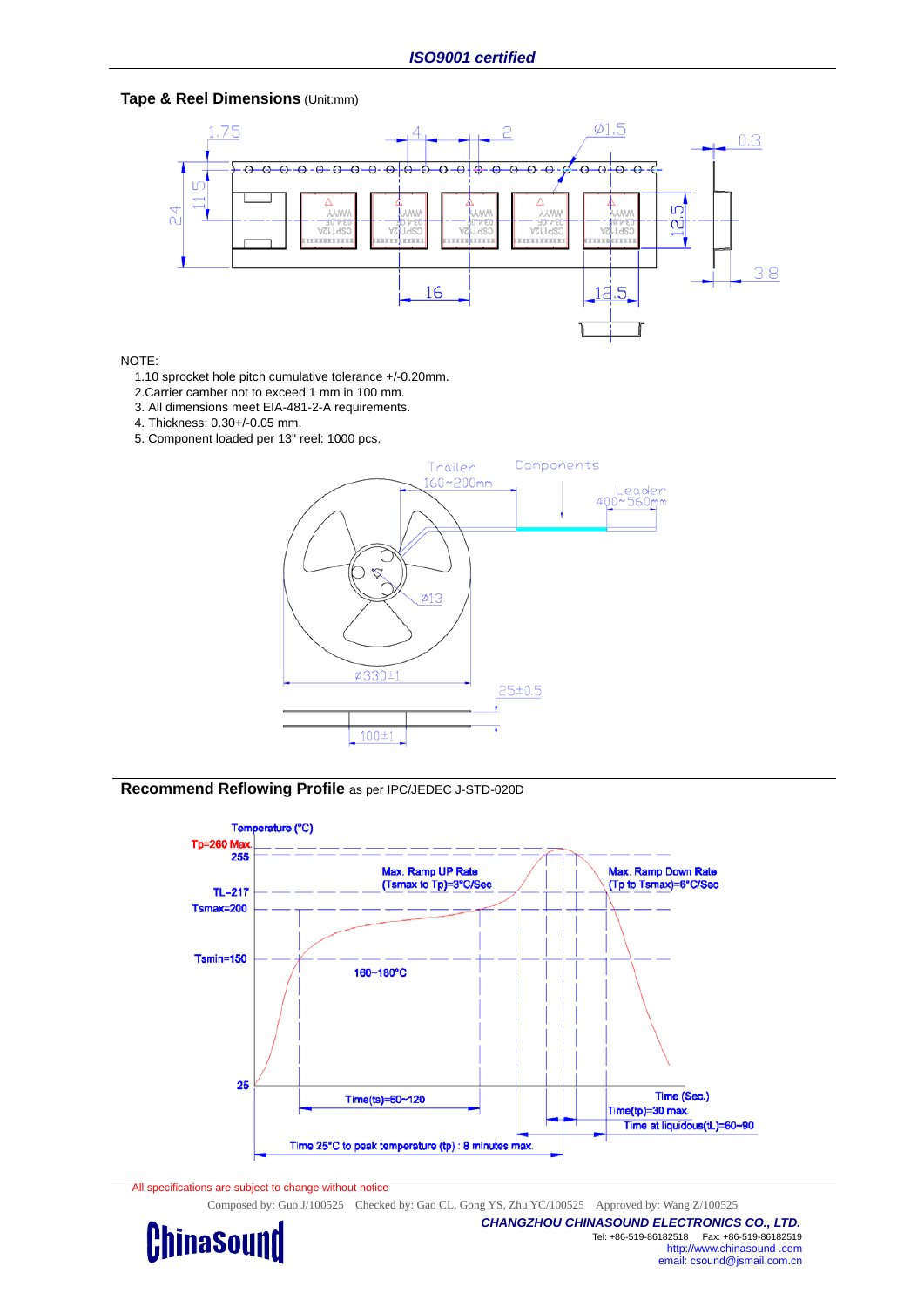## Tape & Reel Dimensions (Unit:mm)

1.75
4
2
Ø1.5
0.3
11.5
24
12.5
16
12.5
3.8

NOTE:

1. 10 sprocket hole pitch cumulative tolerance +/-0.20mm.
2. Carrier camber not to exceed 1 mm in 100 mm.
3. All dimensions meet EIA-481-2-A requirements.
4. Thickness: 0.30+/-0.05 mm.
5. Component loaded per 13" reel: 1000 pcs.

Trailer
160~200mm
Components
Leader
400~560mm
Ø13
Ø330±1
25±0.5
100±1

## Recommend Reflowing Profile as per IPC/JEDEC J-STD-020D

Temperature (°C)
Tp=260 Max.
255
TL=217
Tsmax=200
Tsmin=150
25
Max. Ramp UP Rate
(Tsmax to Tp)=3°C/Sec
Max. Ramp Down Rate
(Tp to Tsmax)=6°C/Sec
160~180°C
Time(ts)=60~120
Time (Sec.)
Time(tp)=30 max.
Time at liquidous(tL)=60~90
Time 25°C to peak temperature (tp) : 8 minutes max.

All specifications are subject to change without notice

Composed by: Guo J/100525 Checked by: Gao CL, Gong YS, Zhu YC/100525 Approved by: Wang Z/100525

ChinaSound

**CHANGZHOU CHINASOUND ELECTRONICS CO., LTD.**
Tel: +86-519-86182518 Fax: +86-519-86182519
http://www.chinasound .com
email: csound@jsmail.com.cn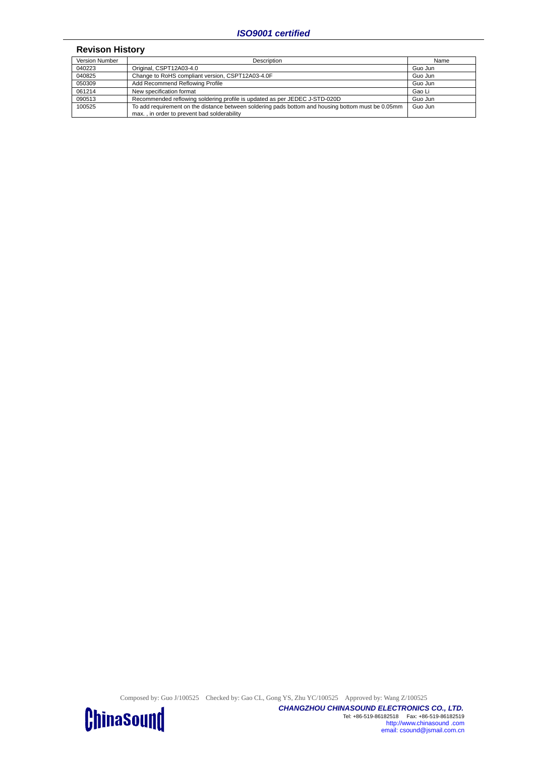## Revison History

| Version Number | Description | Name |
|---|---|---|
| 040223 | Original, CSPT12A03-4.0 | Guo Jun |
| 040825 | Change to RoHS compliant version, CSPT12A03-4.0F | Guo Jun |
| 050309 | Add Recommend Reflowing Profile | Guo Jun |
| 061214 | New specification format | Gao Li |
| 090513 | Recommended reflowing soldering profile is updated as per JEDEC J-STD-020D | Guo Jun |
| 100525 | To add requirement on the distance between soldering pads bottom and housing bottom must be 0.05mm max. , in order to prevent bad solderability | Guo Jun |